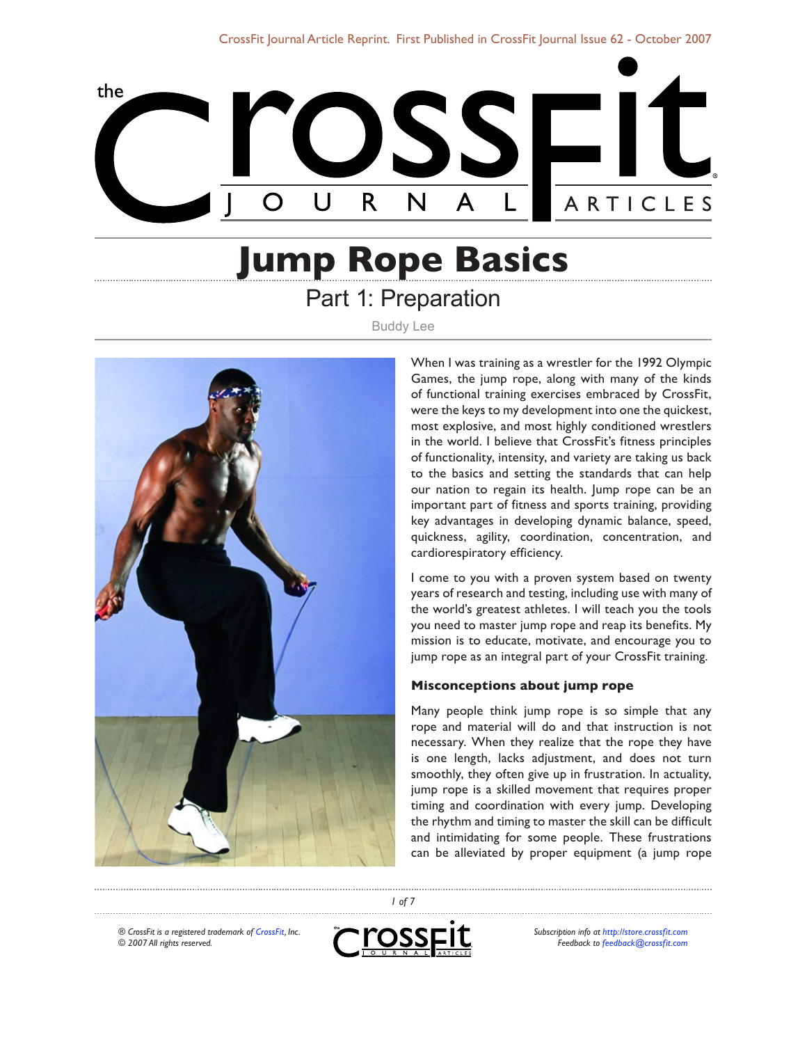# Jump Rope Basics

## Part 1: Preparation

Buddy Lee

When I was training as a wrestler for the 1992 Olympic Games, the jump rope, along with many of the kinds of functional training exercises embraced by CrossFit, were the keys to my development into one the quickest, most explosive, and most highly conditioned wrestlers in the world. I believe that CrossFit's fitness principles of functionality, intensity, and variety are taking us back to the basics and setting the standards that can help our nation to regain its health. Jump rope can be an important part of fitness and sports training, providing key advantages in developing dynamic balance, speed, quickness, agility, coordination, concentration, and cardiorespiratory efficiency.

I come to you with a proven system based on twenty years of research and testing, including use with many of the world's greatest athletes. I will teach you the tools you need to master jump rope and reap its benefits. My mission is to educate, motivate, and encourage you to jump rope as an integral part of your CrossFit training.

### Misconceptions about jump rope

Many people think jump rope is so simple that any rope and material will do and that instruction is not necessary. When they realize that the rope they have is one length, lacks adjustment, and does not turn smoothly, they often give up in frustration. In actuality, jump rope is a skilled movement that requires proper timing and coordination with every jump. Developing the rhythm and timing to master the skill can be difficult and intimidating for some people. These frustrations can be alleviated by proper equipment (a jump rope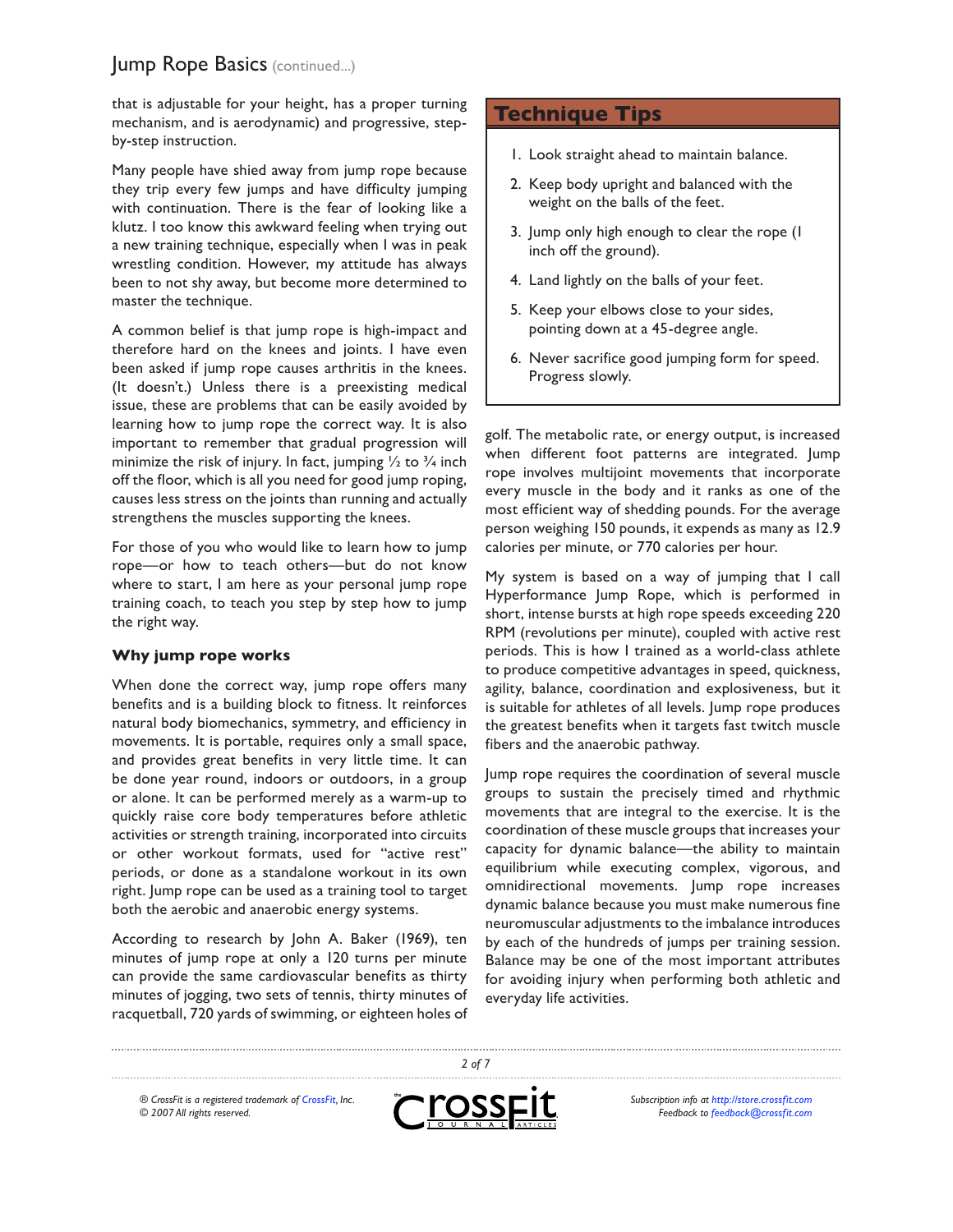that is adjustable for your height, has a proper turning mechanism, and is aerodynamic) and progressive, step-by-step instruction.

Many people have shied away from jump rope because they trip every few jumps and have difficulty jumping with continuation. There is the fear of looking like a klutz. I too know this awkward feeling when trying out a new training technique, especially when I was in peak wrestling condition. However, my attitude has always been to not shy away, but become more determined to master the technique.

A common belief is that jump rope is high-impact and therefore hard on the knees and joints. I have even been asked if jump rope causes arthritis in the knees. (It doesn't.) Unless there is a preexisting medical issue, these are problems that can be easily avoided by learning how to jump rope the correct way. It is also important to remember that gradual progression will minimize the risk of injury. In fact, jumping ½ to ¾ inch off the floor, which is all you need for good jump roping, causes less stress on the joints than running and actually strengthens the muscles supporting the knees.

For those of you who would like to learn how to jump rope—or how to teach others—but do not know where to start, I am here as your personal jump rope training coach, to teach you step by step how to jump the right way.

### Why jump rope works

When done the correct way, jump rope offers many benefits and is a building block to fitness. It reinforces natural body biomechanics, symmetry, and efficiency in movements. It is portable, requires only a small space, and provides great benefits in very little time. It can be done year round, indoors or outdoors, in a group or alone. It can be performed merely as a warm-up to quickly raise core body temperatures before athletic activities or strength training, incorporated into circuits or other workout formats, used for "active rest" periods, or done as a standalone workout in its own right. Jump rope can be used as a training tool to target both the aerobic and anaerobic energy systems.

According to research by John A. Baker (1969), ten minutes of jump rope at only a 120 turns per minute can provide the same cardiovascular benefits as thirty minutes of jogging, two sets of tennis, thirty minutes of racquetball, 720 yards of swimming, or eighteen holes of golf. The metabolic rate, or energy output, is increased when different foot patterns are integrated. Jump rope involves multijoint movements that incorporate every muscle in the body and it ranks as one of the most efficient way of shedding pounds. For the average person weighing 150 pounds, it expends as many as 12.9 calories per minute, or 770 calories per hour.

My system is based on a way of jumping that I call Hyperformance Jump Rope, which is performed in short, intense bursts at high rope speeds exceeding 220 RPM (revolutions per minute), coupled with active rest periods. This is how I trained as a world-class athlete to produce competitive advantages in speed, quickness, agility, balance, coordination and explosiveness, but it is suitable for athletes of all levels. Jump rope produces the greatest benefits when it targets fast twitch muscle fibers and the anaerobic pathway.

Jump rope requires the coordination of several muscle groups to sustain the precisely timed and rhythmic movements that are integral to the exercise. It is the coordination of these muscle groups that increases your capacity for dynamic balance—the ability to maintain equilibrium while executing complex, vigorous, and omnidirectional movements. Jump rope increases dynamic balance because you must make numerous fine neuromuscular adjustments to the imbalance introduces by each of the hundreds of jumps per training session. Balance may be one of the most important attributes for avoiding injury when performing both athletic and everyday life activities.

## Technique Tips

1. Look straight ahead to maintain balance.
2. Keep body upright and balanced with the weight on the balls of the feet.
3. Jump only high enough to clear the rope (1 inch off the ground).
4. Land lightly on the balls of your feet.
5. Keep your elbows close to your sides, pointing down at a 45-degree angle.
6. Never sacrifice good jumping form for speed. Progress slowly.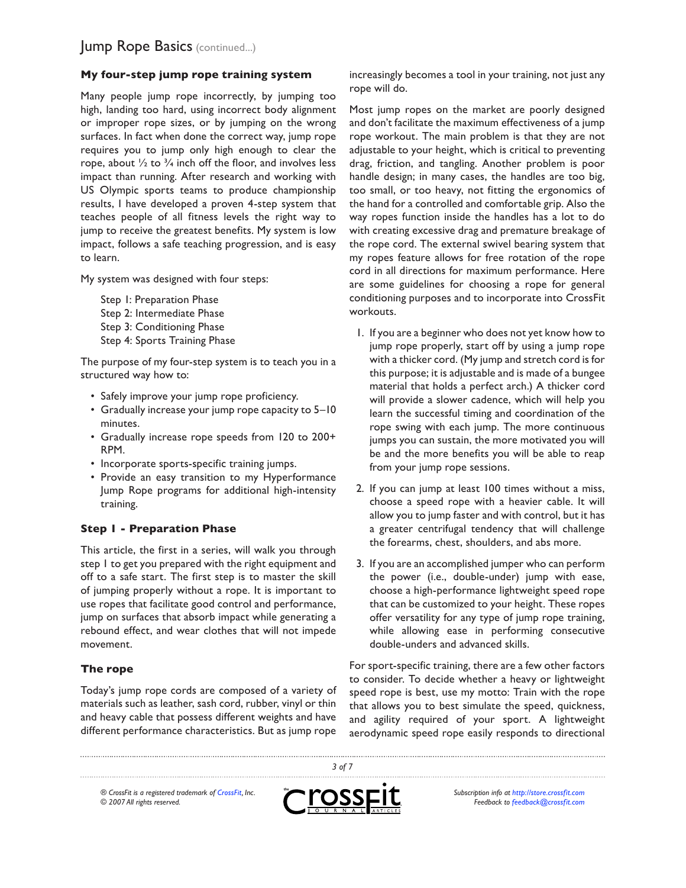### My four-step jump rope training system

Many people jump rope incorrectly, by jumping too high, landing too hard, using incorrect body alignment or improper rope sizes, or by jumping on the wrong surfaces. In fact when done the correct way, jump rope requires you to jump only high enough to clear the rope, about ½ to ¾ inch off the floor, and involves less impact than running. After research and working with US Olympic sports teams to produce championship results, I have developed a proven 4-step system that teaches people of all fitness levels the right way to jump to receive the greatest benefits. My system is low impact, follows a safe teaching progression, and is easy to learn.

My system was designed with four steps:

Step 1: Preparation Phase
Step 2: Intermediate Phase
Step 3: Conditioning Phase
Step 4: Sports Training Phase

The purpose of my four-step system is to teach you in a structured way how to:

- Safely improve your jump rope proficiency.
- Gradually increase your jump rope capacity to 5–10 minutes.
- Gradually increase rope speeds from 120 to 200+ RPM.
- Incorporate sports-specific training jumps.
- Provide an easy transition to my Hyperformance Jump Rope programs for additional high-intensity training.

### Step 1 - Preparation Phase

This article, the first in a series, will walk you through step 1 to get you prepared with the right equipment and off to a safe start. The first step is to master the skill of jumping properly without a rope. It is important to use ropes that facilitate good control and performance, jump on surfaces that absorb impact while generating a rebound effect, and wear clothes that will not impede movement.

### The rope

Today's jump rope cords are composed of a variety of materials such as leather, sash cord, rubber, vinyl or thin and heavy cable that possess different weights and have different performance characteristics. But as jump rope increasingly becomes a tool in your training, not just any rope will do.

Most jump ropes on the market are poorly designed and don't facilitate the maximum effectiveness of a jump rope workout. The main problem is that they are not adjustable to your height, which is critical to preventing drag, friction, and tangling. Another problem is poor handle design; in many cases, the handles are too big, too small, or too heavy, not fitting the ergonomics of the hand for a controlled and comfortable grip. Also the way ropes function inside the handles has a lot to do with creating excessive drag and premature breakage of the rope cord. The external swivel bearing system that my ropes feature allows for free rotation of the rope cord in all directions for maximum performance. Here are some guidelines for choosing a rope for general conditioning purposes and to incorporate into CrossFit workouts.

1. If you are a beginner who does not yet know how to jump rope properly, start off by using a jump rope with a thicker cord. (My jump and stretch cord is for this purpose; it is adjustable and is made of a bungee material that holds a perfect arch.) A thicker cord will provide a slower cadence, which will help you learn the successful timing and coordination of the rope swing with each jump. The more continuous jumps you can sustain, the more motivated you will be and the more benefits you will be able to reap from your jump rope sessions.
2. If you can jump at least 100 times without a miss, choose a speed rope with a heavier cable. It will allow you to jump faster and with control, but it has a greater centrifugal tendency that will challenge the forearms, chest, shoulders, and abs more.
3. If you are an accomplished jumper who can perform the power (i.e., double-under) jump with ease, choose a high-performance lightweight speed rope that can be customized to your height. These ropes offer versatility for any type of jump rope training, while allowing ease in performing consecutive double-unders and advanced skills.

For sport-specific training, there are a few other factors to consider. To decide whether a heavy or lightweight speed rope is best, use my motto: Train with the rope that allows you to best simulate the speed, quickness, and agility required of your sport. A lightweight aerodynamic speed rope easily responds to directional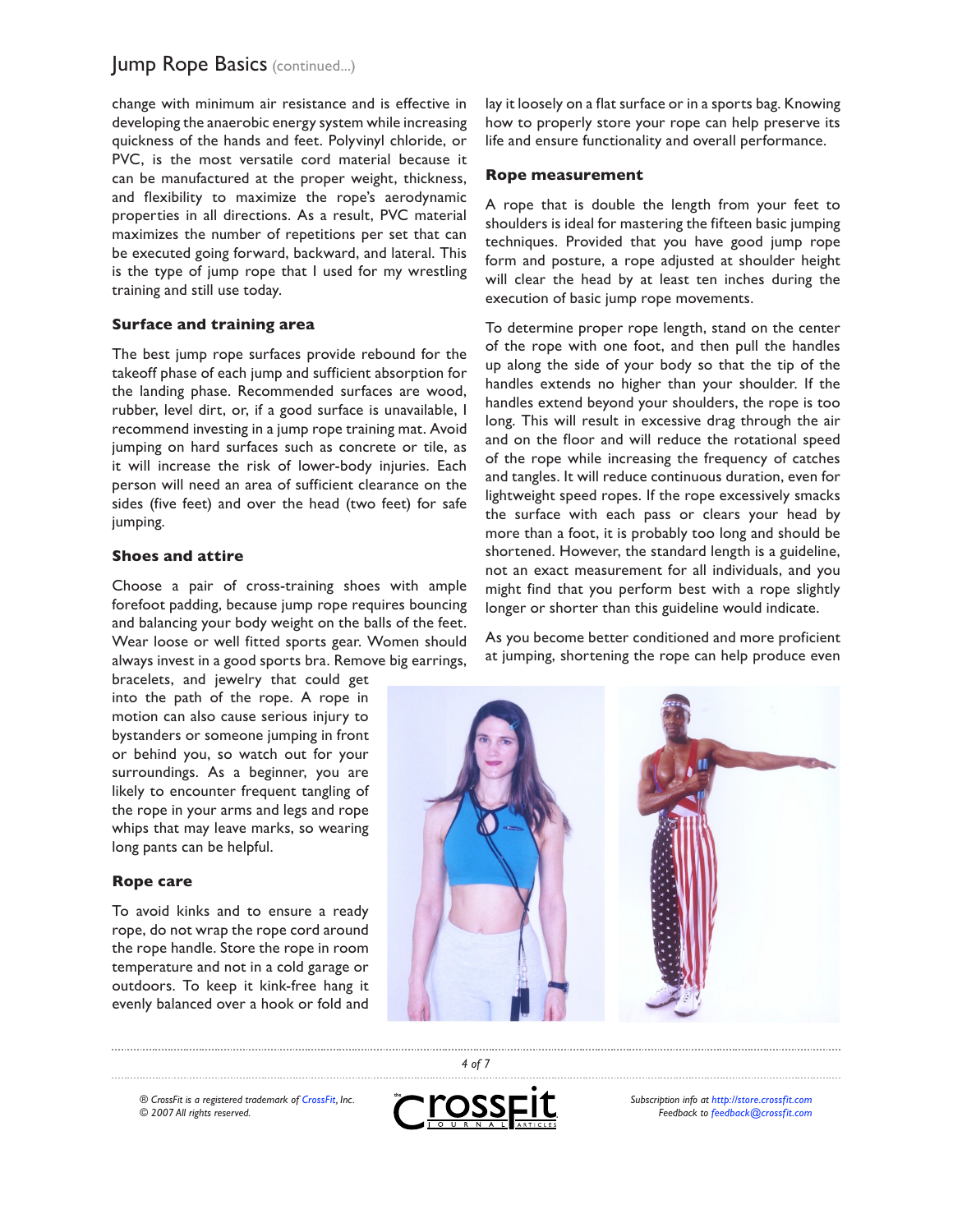change with minimum air resistance and is effective in developing the anaerobic energy system while increasing quickness of the hands and feet. Polyvinyl chloride, or PVC, is the most versatile cord material because it can be manufactured at the proper weight, thickness, and flexibility to maximize the rope's aerodynamic properties in all directions. As a result, PVC material maximizes the number of repetitions per set that can be executed going forward, backward, and lateral. This is the type of jump rope that I used for my wrestling training and still use today.

### Surface and training area

The best jump rope surfaces provide rebound for the takeoff phase of each jump and sufficient absorption for the landing phase. Recommended surfaces are wood, rubber, level dirt, or, if a good surface is unavailable, I recommend investing in a jump rope training mat. Avoid jumping on hard surfaces such as concrete or tile, as it will increase the risk of lower-body injuries. Each person will need an area of sufficient clearance on the sides (five feet) and over the head (two feet) for safe jumping.

### Shoes and attire

Choose a pair of cross-training shoes with ample forefoot padding, because jump rope requires bouncing and balancing your body weight on the balls of the feet. Wear loose or well fitted sports gear. Women should always invest in a good sports bra. Remove big earrings, bracelets, and jewelry that could get into the path of the rope. A rope in motion can also cause serious injury to bystanders or someone jumping in front or behind you, so watch out for your surroundings. As a beginner, you are likely to encounter frequent tangling of the rope in your arms and legs and rope whips that may leave marks, so wearing long pants can be helpful.

### Rope care

To avoid kinks and to ensure a ready rope, do not wrap the rope cord around the rope handle. Store the rope in room temperature and not in a cold garage or outdoors. To keep it kink-free hang it evenly balanced over a hook or fold and lay it loosely on a flat surface or in a sports bag. Knowing how to properly store your rope can help preserve its life and ensure functionality and overall performance.

### Rope measurement

A rope that is double the length from your feet to shoulders is ideal for mastering the fifteen basic jumping techniques. Provided that you have good jump rope form and posture, a rope adjusted at shoulder height will clear the head by at least ten inches during the execution of basic jump rope movements.

To determine proper rope length, stand on the center of the rope with one foot, and then pull the handles up along the side of your body so that the tip of the handles extends no higher than your shoulder. If the handles extend beyond your shoulders, the rope is too long. This will result in excessive drag through the air and on the floor and will reduce the rotational speed of the rope while increasing the frequency of catches and tangles. It will reduce continuous duration, even for lightweight speed ropes. If the rope excessively smacks the surface with each pass or clears your head by more than a foot, it is probably too long and should be shortened. However, the standard length is a guideline, not an exact measurement for all individuals, and you might find that you perform best with a rope slightly longer or shorter than this guideline would indicate.

As you become better conditioned and more proficient at jumping, shortening the rope can help produce even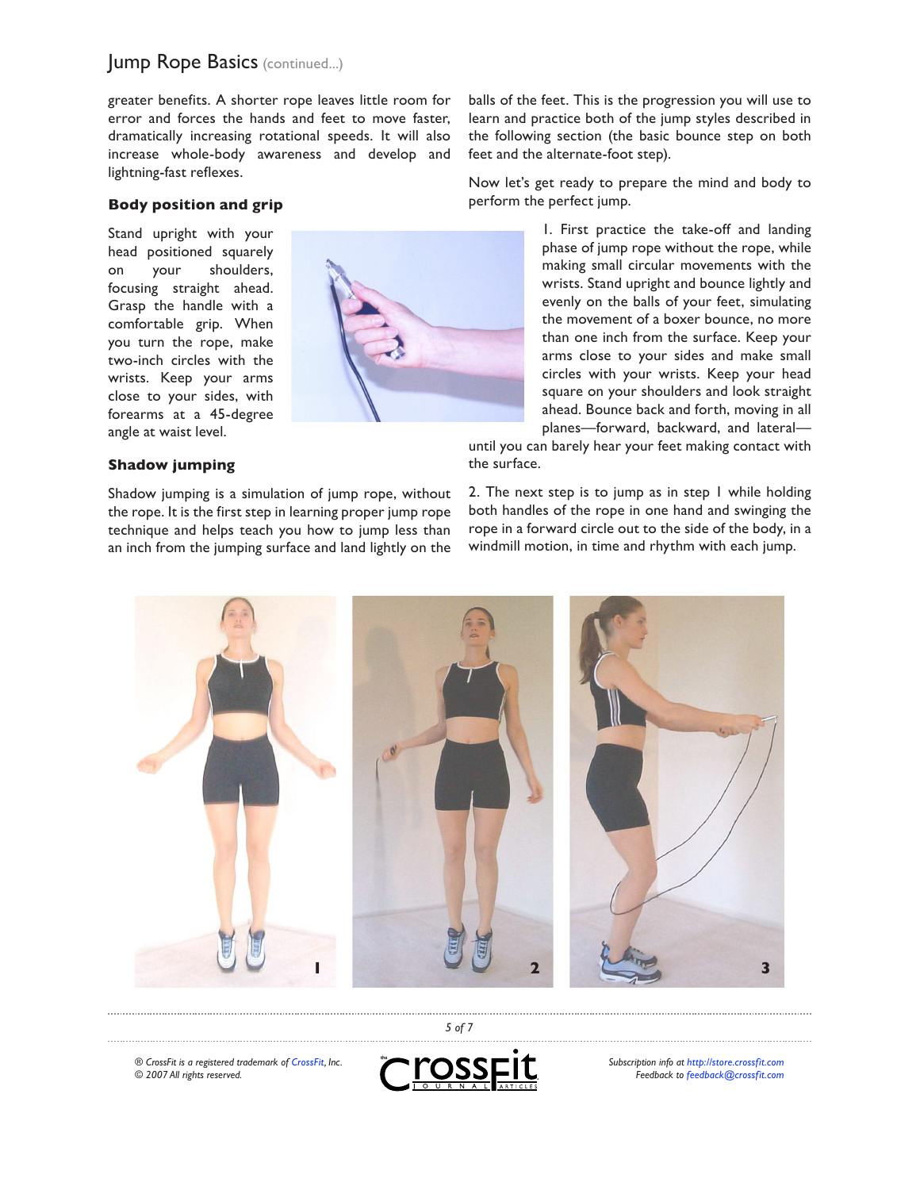greater benefits. A shorter rope leaves little room for error and forces the hands and feet to move faster, dramatically increasing rotational speeds. It will also increase whole-body awareness and develop and lightning-fast reflexes.

### Body position and grip

Stand upright with your head positioned squarely on your shoulders, focusing straight ahead. Grasp the handle with a comfortable grip. When you turn the rope, make two-inch circles with the wrists. Keep your arms close to your sides, with forearms at a 45-degree angle at waist level.

### Shadow jumping

Shadow jumping is a simulation of jump rope, without the rope. It is the first step in learning proper jump rope technique and helps teach you how to jump less than an inch from the jumping surface and land lightly on the balls of the feet. This is the progression you will use to learn and practice both of the jump styles described in the following section (the basic bounce step on both feet and the alternate-foot step).

Now let's get ready to prepare the mind and body to perform the perfect jump.

1. First practice the take-off and landing phase of jump rope without the rope, while making small circular movements with the wrists. Stand upright and bounce lightly and evenly on the balls of your feet, simulating the movement of a boxer bounce, no more than one inch from the surface. Keep your arms close to your sides and make small circles with your wrists. Keep your head square on your shoulders and look straight ahead. Bounce back and forth, moving in all planes—forward, backward, and lateral—until you can barely hear your feet making contact with the surface.

2. The next step is to jump as in step 1 while holding both handles of the rope in one hand and swinging the rope in a forward circle out to the side of the body, in a windmill motion, in time and rhythm with each jump.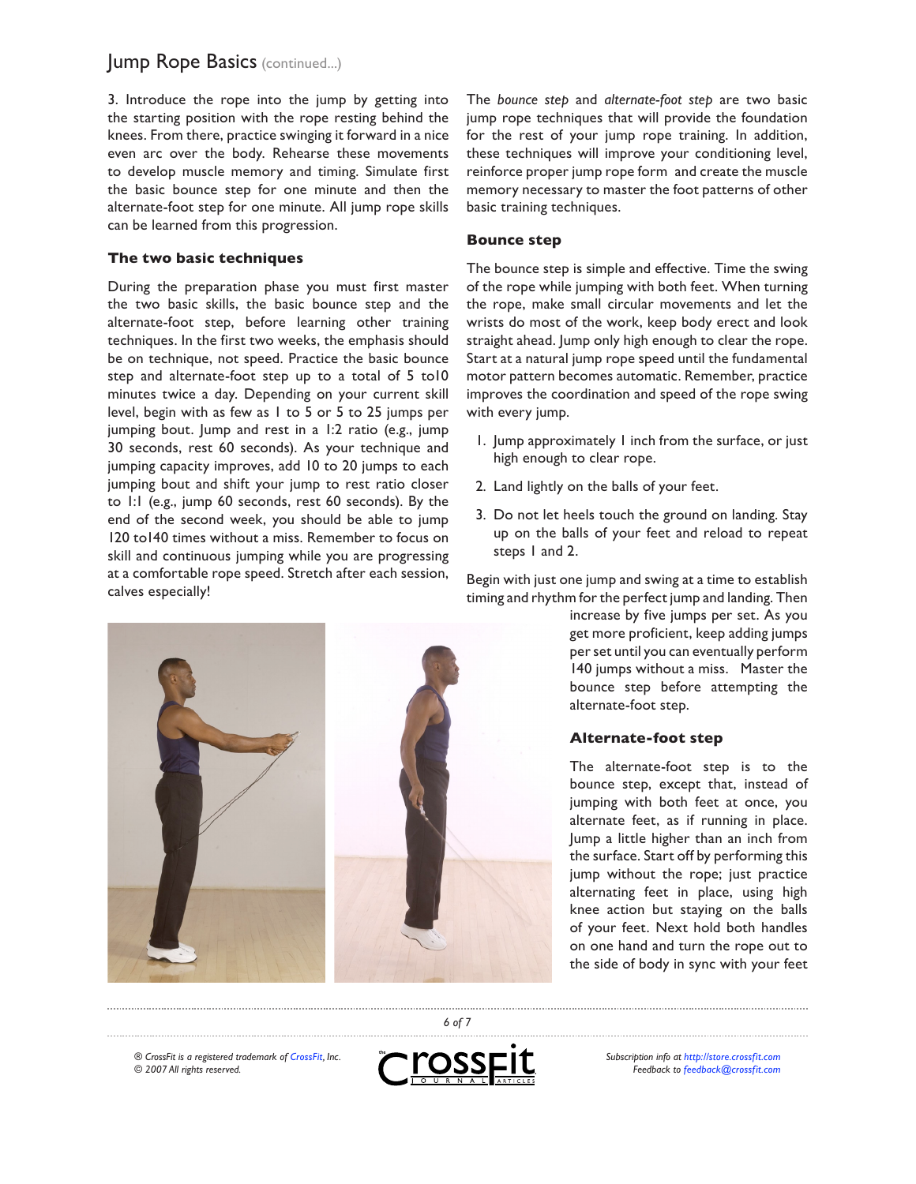3. Introduce the rope into the jump by getting into the starting position with the rope resting behind the knees. From there, practice swinging it forward in a nice even arc over the body. Rehearse these movements to develop muscle memory and timing. Simulate first the basic bounce step for one minute and then the alternate-foot step for one minute. All jump rope skills can be learned from this progression.

### The two basic techniques

During the preparation phase you must first master the two basic skills, the basic bounce step and the alternate-foot step, before learning other training techniques. In the first two weeks, the emphasis should be on technique, not speed. Practice the basic bounce step and alternate-foot step up to a total of 5 to10 minutes twice a day. Depending on your current skill level, begin with as few as 1 to 5 or 5 to 25 jumps per jumping bout. Jump and rest in a 1:2 ratio (e.g., jump 30 seconds, rest 60 seconds). As your technique and jumping capacity improves, add 10 to 20 jumps to each jumping bout and shift your jump to rest ratio closer to 1:1 (e.g., jump 60 seconds, rest 60 seconds). By the end of the second week, you should be able to jump 120 to140 times without a miss. Remember to focus on skill and continuous jumping while you are progressing at a comfortable rope speed. Stretch after each session, calves especially!

The *bounce step* and *alternate-foot step* are two basic jump rope techniques that will provide the foundation for the rest of your jump rope training. In addition, these techniques will improve your conditioning level, reinforce proper jump rope form and create the muscle memory necessary to master the foot patterns of other basic training techniques.

### Bounce step

The bounce step is simple and effective. Time the swing of the rope while jumping with both feet. When turning the rope, make small circular movements and let the wrists do most of the work, keep body erect and look straight ahead. Jump only high enough to clear the rope. Start at a natural jump rope speed until the fundamental motor pattern becomes automatic. Remember, practice improves the coordination and speed of the rope swing with every jump.

1. Jump approximately 1 inch from the surface, or just high enough to clear rope.
2. Land lightly on the balls of your feet.
3. Do not let heels touch the ground on landing. Stay up on the balls of your feet and reload to repeat steps 1 and 2.

Begin with just one jump and swing at a time to establish timing and rhythm for the perfect jump and landing. Then increase by five jumps per set. As you get more proficient, keep adding jumps per set until you can eventually perform 140 jumps without a miss. Master the bounce step before attempting the alternate-foot step.

### Alternate-foot step

The alternate-foot step is to the bounce step, except that, instead of jumping with both feet at once, you alternate feet, as if running in place. Jump a little higher than an inch from the surface. Start off by performing this jump without the rope; just practice alternating feet in place, using high knee action but staying on the balls of your feet. Next hold both handles on one hand and turn the rope out to the side of body in sync with your feet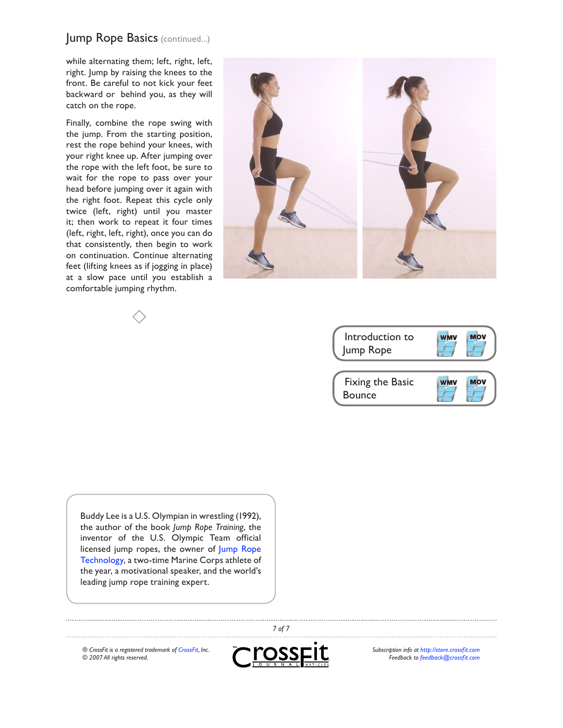while alternating them; left, right, left, right. Jump by raising the knees to the front. Be careful to not kick your feet backward or behind you, as they will catch on the rope.

Finally, combine the rope swing with the jump. From the starting position, rest the rope behind your knees, with your right knee up. After jumping over the rope with the left foot, be sure to wait for the rope to pass over your head before jumping over it again with the right foot. Repeat this cycle only twice (left, right) until you master it; then work to repeat it four times (left, right, left, right), once you can do that consistently, then begin to work on continuation. Continue alternating feet (lifting knees as if jogging in place) at a slow pace until you establish a comfortable jumping rhythm.

◇

Introduction to Jump Rope — WMV MOV

Fixing the Basic Bounce — WMV MOV

Buddy Lee is a U.S. Olympian in wrestling (1992), the author of the book *Jump Rope Training*, the inventor of the U.S. Olympic Team official licensed jump ropes, the owner of Jump Rope Technology, a two-time Marine Corps athlete of the year, a motivational speaker, and the world's leading jump rope training expert.

® CrossFit is a registered trademark of CrossFit, Inc.
© 2007 All rights reserved.

Subscription info at http://store.crossfit.com
Feedback to feedback@crossfit.com